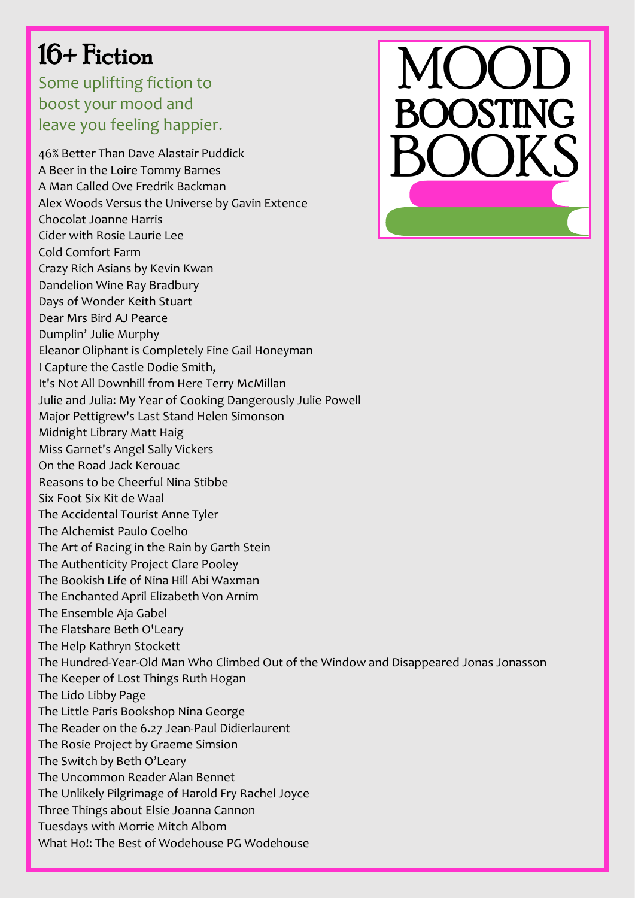# 16+ Fiction

Some uplifting fiction to boost your mood and leave you feeling happier.

MOOD BOOSTING BOOKS

46% Better Than Dave Alastair Puddick
A Beer in the Loire Tommy Barnes
A Man Called Ove Fredrik Backman
Alex Woods Versus the Universe by Gavin Extence
Chocolat Joanne Harris
Cider with Rosie Laurie Lee
Cold Comfort Farm
Crazy Rich Asians by Kevin Kwan
Dandelion Wine Ray Bradbury
Days of Wonder Keith Stuart
Dear Mrs Bird AJ Pearce
Dumplin' Julie Murphy
Eleanor Oliphant is Completely Fine Gail Honeyman
I Capture the Castle Dodie Smith,
It's Not All Downhill from Here Terry McMillan
Julie and Julia: My Year of Cooking Dangerously Julie Powell
Major Pettigrew's Last Stand Helen Simonson
Midnight Library Matt Haig
Miss Garnet's Angel Sally Vickers
On the Road Jack Kerouac
Reasons to be Cheerful Nina Stibbe
Six Foot Six Kit de Waal
The Accidental Tourist Anne Tyler
The Alchemist Paulo Coelho
The Art of Racing in the Rain by Garth Stein
The Authenticity Project Clare Pooley
The Bookish Life of Nina Hill Abi Waxman
The Enchanted April Elizabeth Von Arnim
The Ensemble Aja Gabel
The Flatshare Beth O'Leary
The Help Kathryn Stockett
The Hundred-Year-Old Man Who Climbed Out of the Window and Disappeared Jonas Jonasson
The Keeper of Lost Things Ruth Hogan
The Lido Libby Page
The Little Paris Bookshop Nina George
The Reader on the 6.27 Jean-Paul Didierlaurent
The Rosie Project by Graeme Simsion
The Switch by Beth O'Leary
The Uncommon Reader Alan Bennet
The Unlikely Pilgrimage of Harold Fry Rachel Joyce
Three Things about Elsie Joanna Cannon
Tuesdays with Morrie Mitch Albom
What Ho!: The Best of Wodehouse PG Wodehouse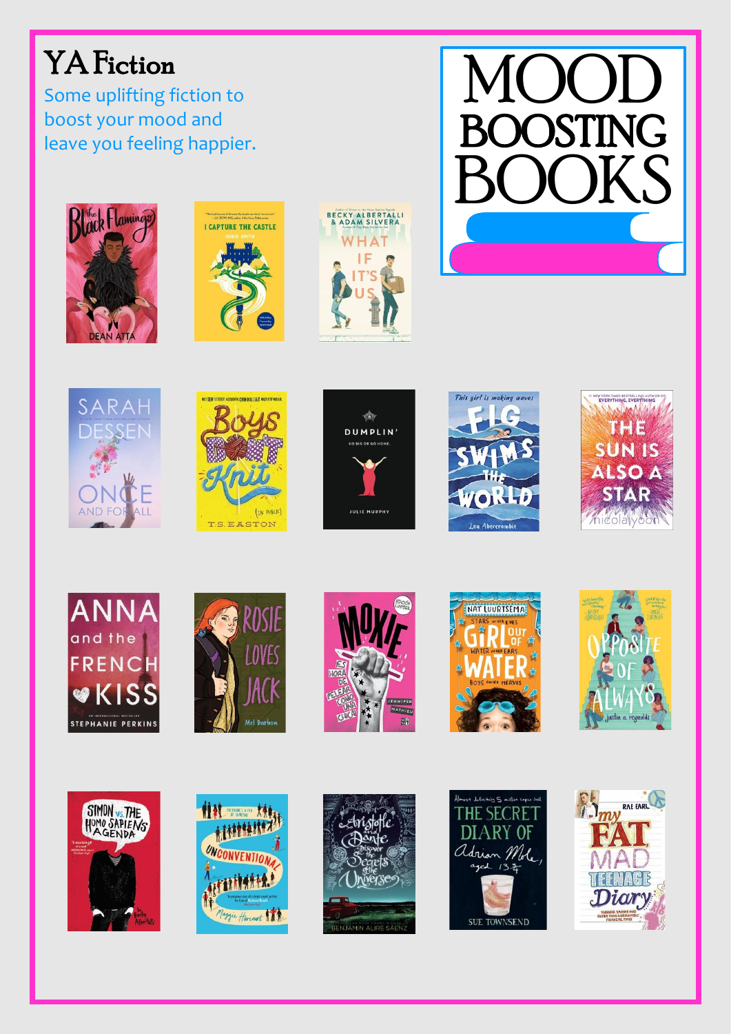# YA Fiction

Some uplifting fiction to boost your mood and leave you feeling happier.

# MOOD BOOSTING BOOKS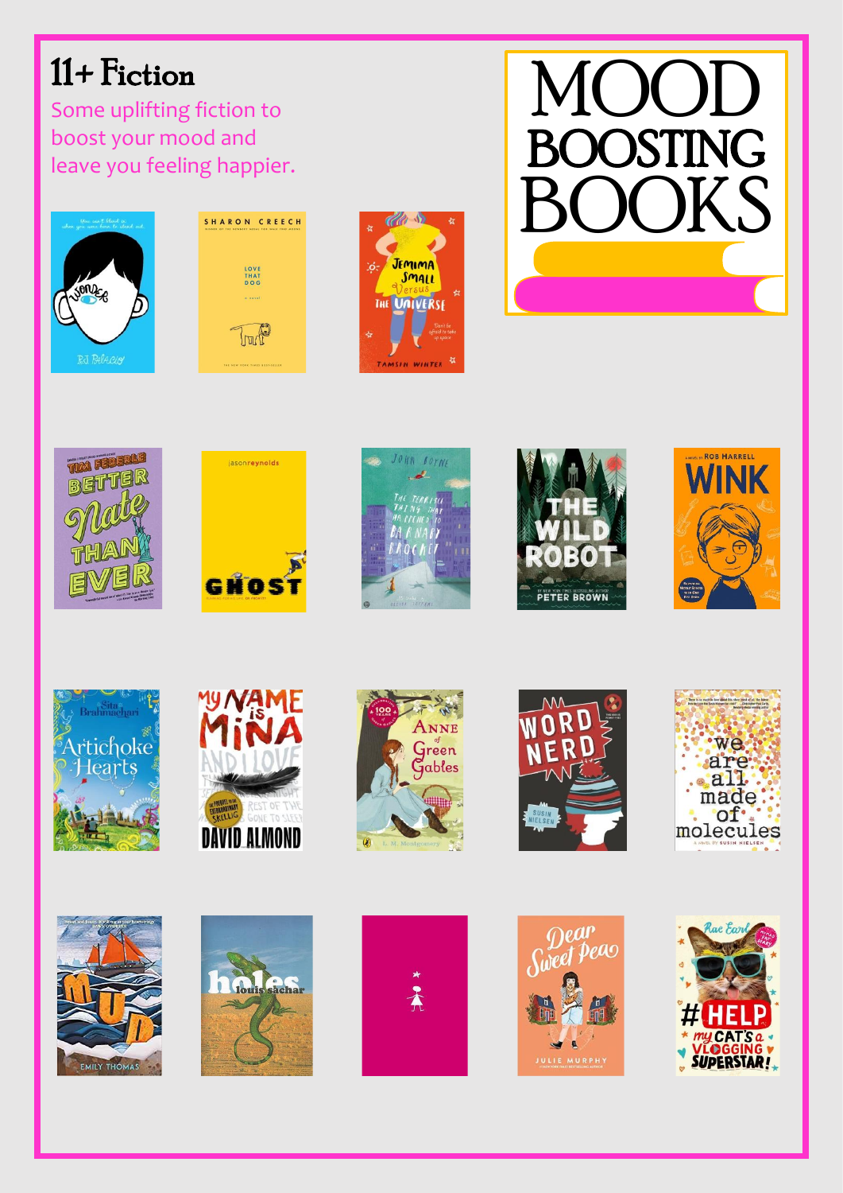# 11+ Fiction

Some uplifting fiction to boost your mood and leave you feeling happier.

# MOOD BOOSTING BOOKS